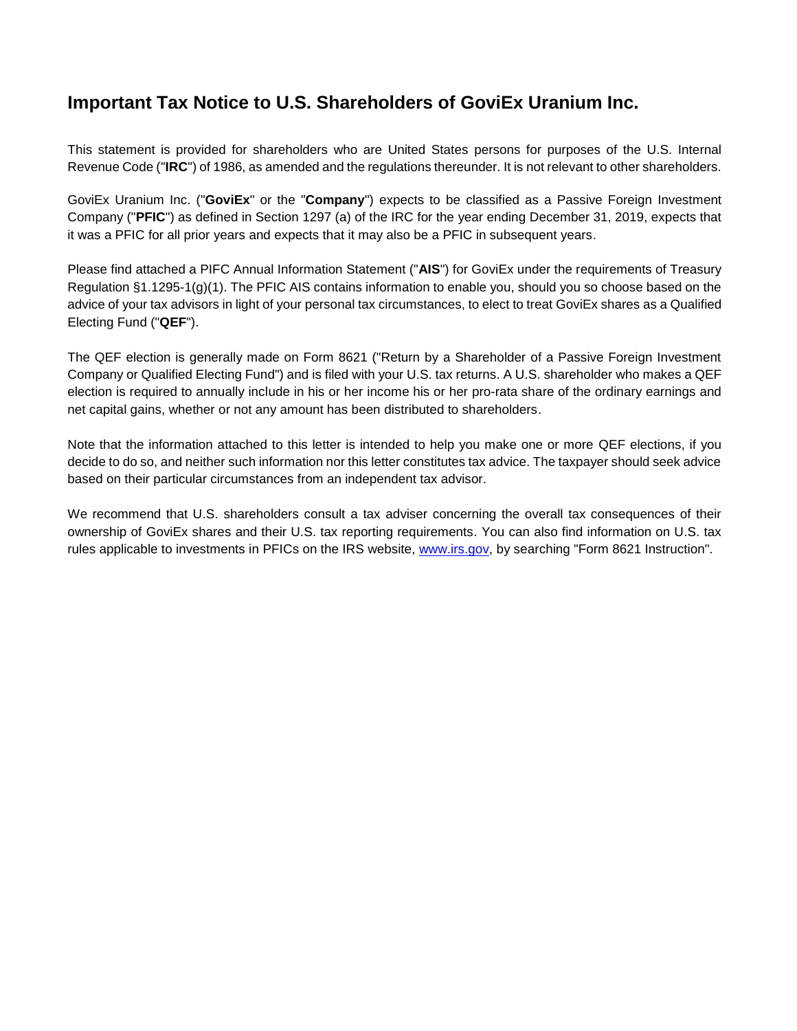# Important Tax Notice to U.S. Shareholders of GoviEx Uranium Inc.

This statement is provided for shareholders who are United States persons for purposes of the U.S. Internal Revenue Code ("**IRC**") of 1986, as amended and the regulations thereunder. It is not relevant to other shareholders.

GoviEx Uranium Inc. ("**GoviEx**" or the "**Company**") expects to be classified as a Passive Foreign Investment Company ("**PFIC**") as defined in Section 1297 (a) of the IRC for the year ending December 31, 2019, expects that it was a PFIC for all prior years and expects that it may also be a PFIC in subsequent years.

Please find attached a PIFC Annual Information Statement ("**AIS**") for GoviEx under the requirements of Treasury Regulation §1.1295-1(g)(1). The PFIC AIS contains information to enable you, should you so choose based on the advice of your tax advisors in light of your personal tax circumstances, to elect to treat GoviEx shares as a Qualified Electing Fund ("**QEF**").

The QEF election is generally made on Form 8621 ("Return by a Shareholder of a Passive Foreign Investment Company or Qualified Electing Fund") and is filed with your U.S. tax returns. A U.S. shareholder who makes a QEF election is required to annually include in his or her income his or her pro-rata share of the ordinary earnings and net capital gains, whether or not any amount has been distributed to shareholders.

Note that the information attached to this letter is intended to help you make one or more QEF elections, if you decide to do so, and neither such information nor this letter constitutes tax advice. The taxpayer should seek advice based on their particular circumstances from an independent tax advisor.

We recommend that U.S. shareholders consult a tax adviser concerning the overall tax consequences of their ownership of GoviEx shares and their U.S. tax reporting requirements. You can also find information on U.S. tax rules applicable to investments in PFICs on the IRS website, [www.irs.gov](http://www.irs.gov), by searching "Form 8621 Instruction".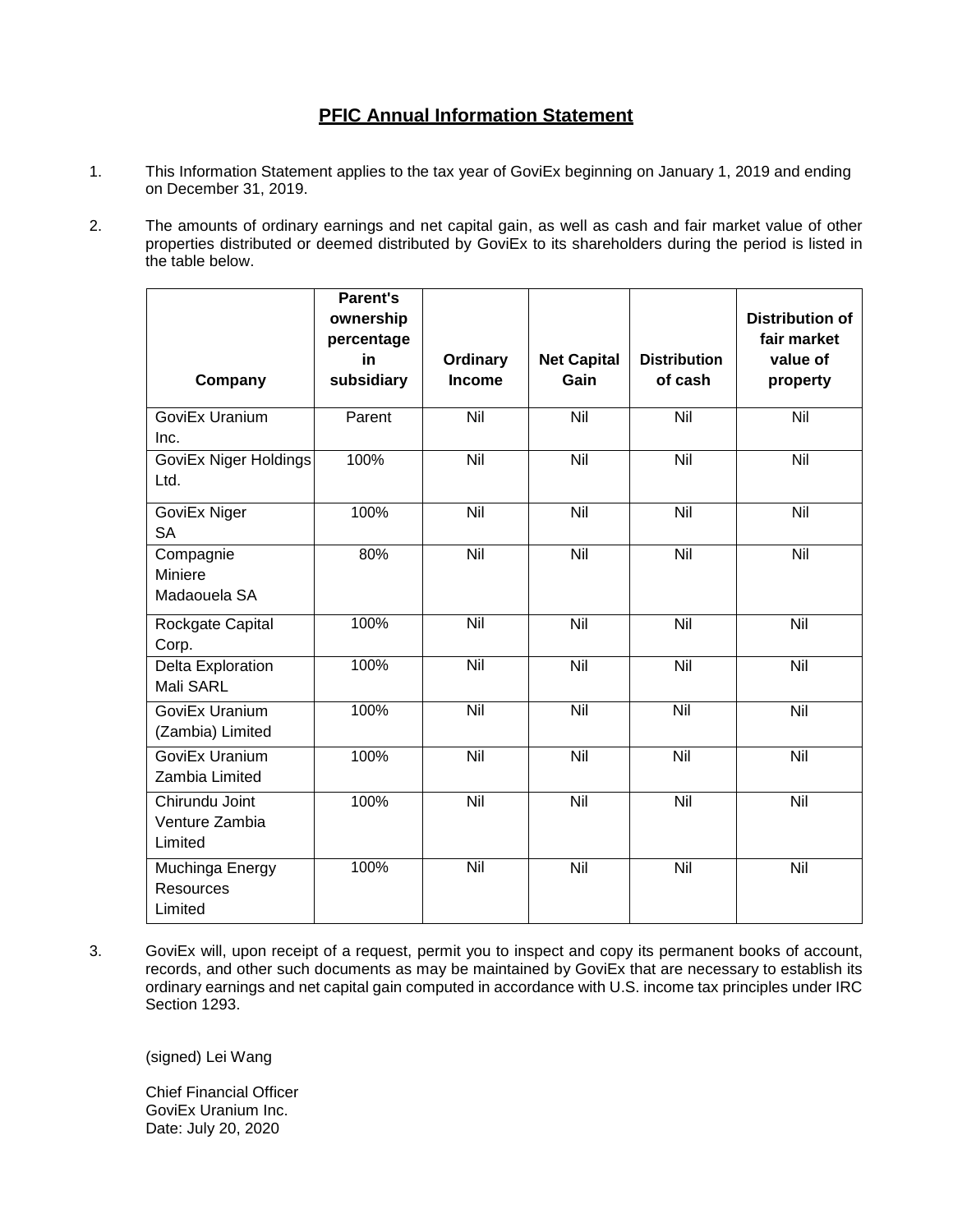# PFIC Annual Information Statement

1. This Information Statement applies to the tax year of GoviEx beginning on January 1, 2019 and ending on December 31, 2019.

2. The amounts of ordinary earnings and net capital gain, as well as cash and fair market value of other properties distributed or deemed distributed by GoviEx to its shareholders during the period is listed in the table below.

| Company | Parent's ownership percentage in subsidiary | Ordinary Income | Net Capital Gain | Distribution of cash | Distribution of fair market value of property |
|---|---|---|---|---|---|
| GoviEx Uranium Inc. | Parent | Nil | Nil | Nil | Nil |
| GoviEx Niger Holdings Ltd. | 100% | Nil | Nil | Nil | Nil |
| GoviEx Niger SA | 100% | Nil | Nil | Nil | Nil |
| Compagnie Miniere Madaouela SA | 80% | Nil | Nil | Nil | Nil |
| Rockgate Capital Corp. | 100% | Nil | Nil | Nil | Nil |
| Delta Exploration Mali SARL | 100% | Nil | Nil | Nil | Nil |
| GoviEx Uranium (Zambia) Limited | 100% | Nil | Nil | Nil | Nil |
| GoviEx Uranium Zambia Limited | 100% | Nil | Nil | Nil | Nil |
| Chirundu Joint Venture Zambia Limited | 100% | Nil | Nil | Nil | Nil |
| Muchinga Energy Resources Limited | 100% | Nil | Nil | Nil | Nil |

3. GoviEx will, upon receipt of a request, permit you to inspect and copy its permanent books of account, records, and other such documents as may be maintained by GoviEx that are necessary to establish its ordinary earnings and net capital gain computed in accordance with U.S. income tax principles under IRC Section 1293.

(signed) Lei Wang

Chief Financial Officer
GoviEx Uranium Inc.
Date: July 20, 2020